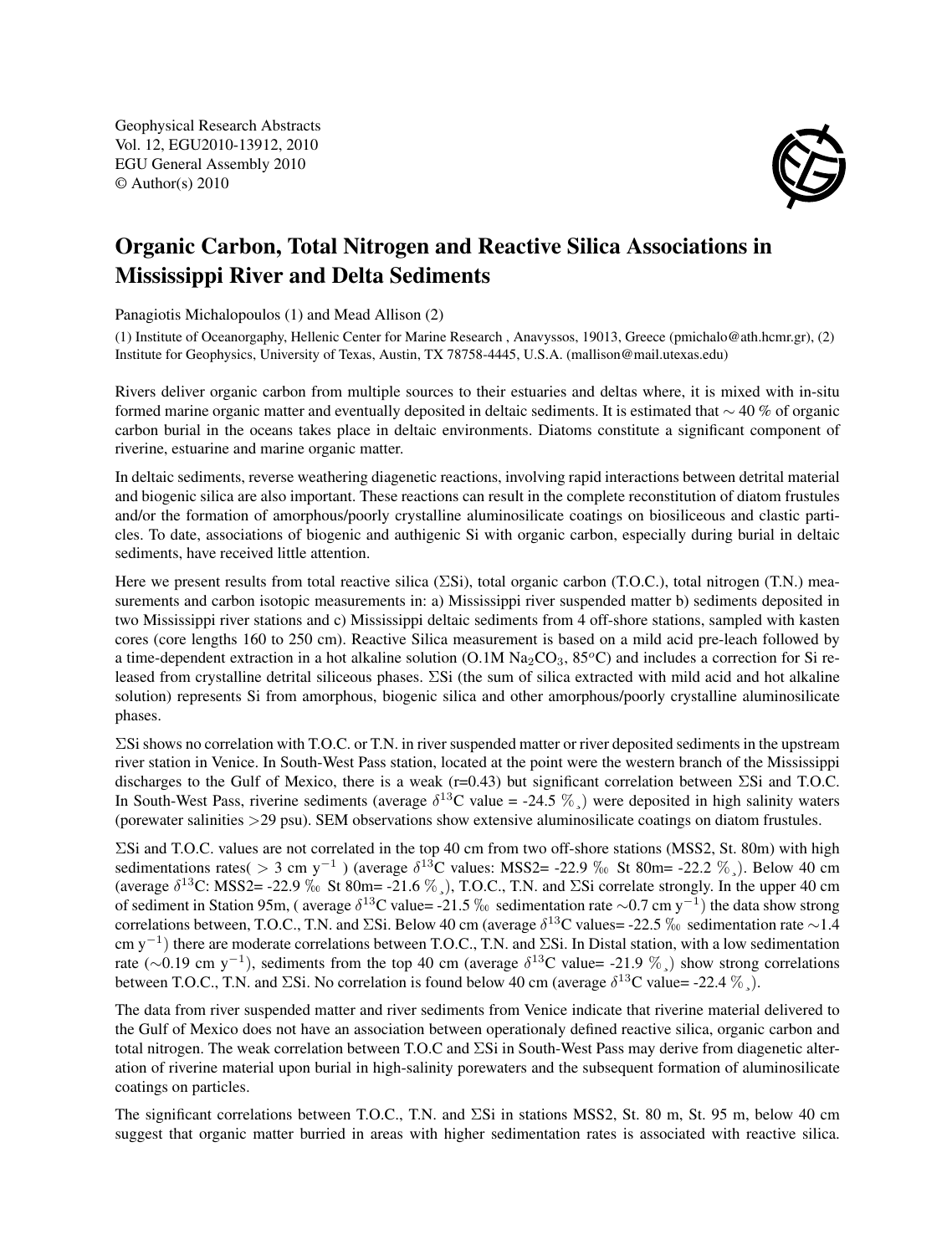Geophysical Research Abstracts
Vol. 12, EGU2010-13912, 2010
EGU General Assembly 2010
© Author(s) 2010

# Organic Carbon, Total Nitrogen and Reactive Silica Associations in Mississippi River and Delta Sediments

Panagiotis Michalopoulos (1) and Mead Allison (2)

(1) Institute of Oceanorgaphy, Hellenic Center for Marine Research , Anavyssos, 19013, Greece (pmichalo@ath.hcmr.gr), (2) Institute for Geophysics, University of Texas, Austin, TX 78758-4445, U.S.A. (mallison@mail.utexas.edu)

Rivers deliver organic carbon from multiple sources to their estuaries and deltas where, it is mixed with in-situ formed marine organic matter and eventually deposited in deltaic sediments. It is estimated that $\sim$ 40 % of organic carbon burial in the oceans takes place in deltaic environments. Diatoms constitute a significant component of riverine, estuarine and marine organic matter.

In deltaic sediments, reverse weathering diagenetic reactions, involving rapid interactions between detrital material and biogenic silica are also important. These reactions can result in the complete reconstitution of diatom frustules and/or the formation of amorphous/poorly crystalline aluminosilicate coatings on biosiliceous and clastic particles. To date, associations of biogenic and authigenic Si with organic carbon, especially during burial in deltaic sediments, have received little attention.

Here we present results from total reactive silica ($\Sigma$Si), total organic carbon (T.O.C.), total nitrogen (T.N.) measurements and carbon isotopic measurements in: a) Mississippi river suspended matter b) sediments deposited in two Mississippi river stations and c) Mississippi deltaic sediments from 4 off-shore stations, sampled with kasten cores (core lengths 160 to 250 cm). Reactive Silica measurement is based on a mild acid pre-leach followed by a time-dependent extraction in a hot alkaline solution (O.1M $Na_2CO_3$, 85$^o$C) and includes a correction for Si released from crystalline detrital siliceous phases. $\Sigma$Si (the sum of silica extracted with mild acid and hot alkaline solution) represents Si from amorphous, biogenic silica and other amorphous/poorly crystalline aluminosilicate phases.

$\Sigma$Si shows no correlation with T.O.C. or T.N. in river suspended matter or river deposited sediments in the upstream river station in Venice. In South-West Pass station, located at the point were the western branch of the Mississippi discharges to the Gulf of Mexico, there is a weak (r=0.43) but significant correlation between $\Sigma$Si and T.O.C. In South-West Pass, riverine sediments (average $\delta^{13}$C value = -24.5 ‰) were deposited in high salinity waters (porewater salinities >29 psu). SEM observations show extensive aluminosilicate coatings on diatom frustules.

$\Sigma$Si and T.O.C. values are not correlated in the top 40 cm from two off-shore stations (MSS2, St. 80m) with high sedimentations rates( > 3 cm y$^{-1}$ ) (average $\delta^{13}$C values: MSS2= -22.9 ‰ St 80m= -22.2 ‰). Below 40 cm (average $\delta^{13}$C: MSS2= -22.9 ‰ St 80m= -21.6 ‰), T.O.C., T.N. and $\Sigma$Si correlate strongly. In the upper 40 cm of sediment in Station 95m, ( average $\delta^{13}$C value= -21.5 ‰ sedimentation rate $\sim$0.7 cm y$^{-1}$) the data show strong correlations between, T.O.C., T.N. and $\Sigma$Si. Below 40 cm (average $\delta^{13}$C values= -22.5 ‰ sedimentation rate $\sim$1.4 cm y$^{-1}$) there are moderate correlations between T.O.C., T.N. and $\Sigma$Si. In Distal station, with a low sedimentation rate ($\sim$0.19 cm y$^{-1}$), sediments from the top 40 cm (average $\delta^{13}$C value= -21.9 ‰) show strong correlations between T.O.C., T.N. and $\Sigma$Si. No correlation is found below 40 cm (average $\delta^{13}$C value= -22.4 ‰).

The data from river suspended matter and river sediments from Venice indicate that riverine material delivered to the Gulf of Mexico does not have an association between operationaly defined reactive silica, organic carbon and total nitrogen. The weak correlation between T.O.C and $\Sigma$Si in South-West Pass may derive from diagenetic alteration of riverine material upon burial in high-salinity porewaters and the subsequent formation of aluminosilicate coatings on particles.

The significant correlations between T.O.C., T.N. and $\Sigma$Si in stations MSS2, St. 80 m, St. 95 m, below 40 cm suggest that organic matter burried in areas with higher sedimentation rates is associated with reactive silica.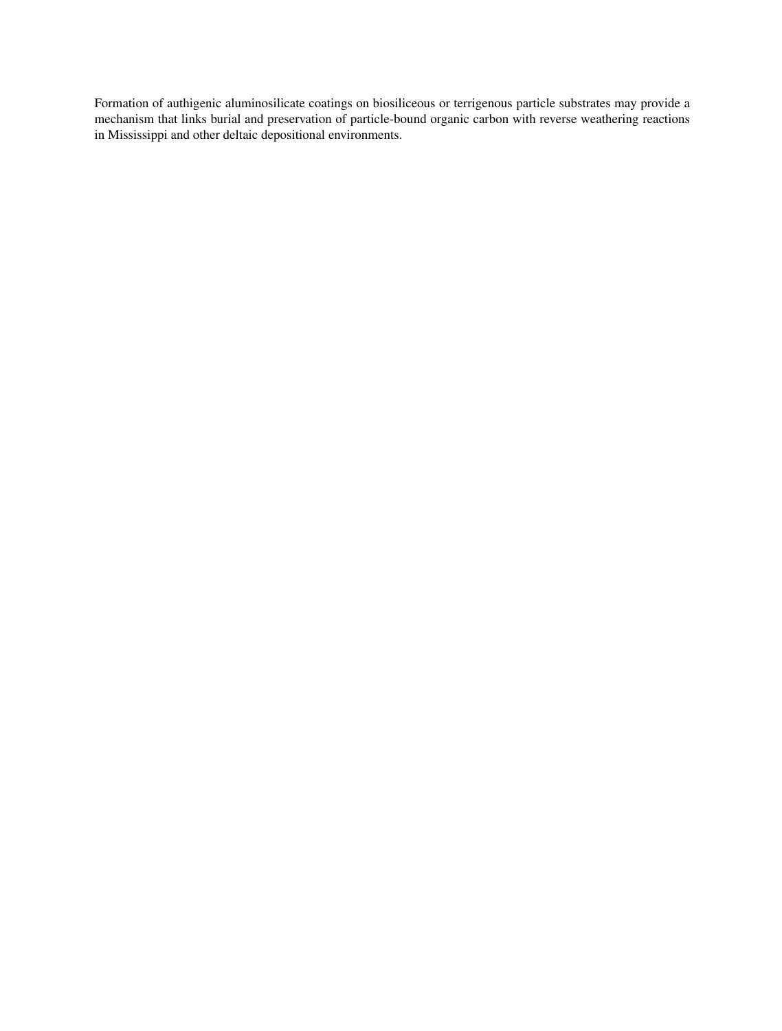Formation of authigenic aluminosilicate coatings on biosiliceous or terrigenous particle substrates may provide a mechanism that links burial and preservation of particle-bound organic carbon with reverse weathering reactions in Mississippi and other deltaic depositional environments.